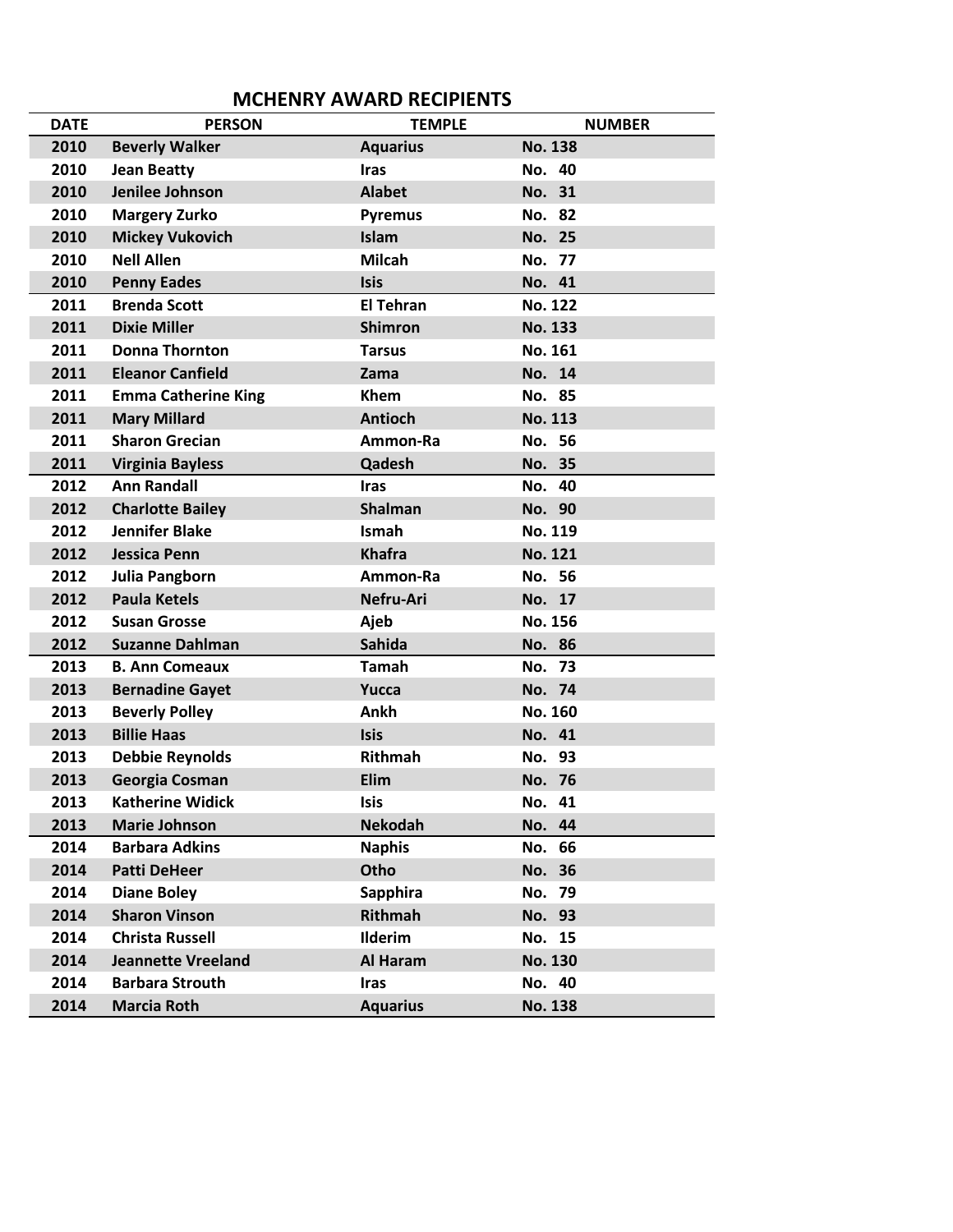## MCHENRY AWARD RECIPIENTS

| DATE | PERSON | TEMPLE | NUMBER |
|---|---|---|---|
| 2010 | Beverly Walker | Aquarius | No. 138 |
| 2010 | Jean Beatty | Iras | No. 40 |
| 2010 | Jenilee Johnson | Alabet | No. 31 |
| 2010 | Margery Zurko | Pyremus | No. 82 |
| 2010 | Mickey Vukovich | Islam | No. 25 |
| 2010 | Nell Allen | Milcah | No. 77 |
| 2010 | Penny Eades | Isis | No. 41 |
| 2011 | Brenda Scott | El Tehran | No. 122 |
| 2011 | Dixie Miller | Shimron | No. 133 |
| 2011 | Donna Thornton | Tarsus | No. 161 |
| 2011 | Eleanor Canfield | Zama | No. 14 |
| 2011 | Emma Catherine King | Khem | No. 85 |
| 2011 | Mary Millard | Antioch | No. 113 |
| 2011 | Sharon Grecian | Ammon-Ra | No. 56 |
| 2011 | Virginia Bayless | Qadesh | No. 35 |
| 2012 | Ann Randall | Iras | No. 40 |
| 2012 | Charlotte Bailey | Shalman | No. 90 |
| 2012 | Jennifer Blake | Ismah | No. 119 |
| 2012 | Jessica Penn | Khafra | No. 121 |
| 2012 | Julia Pangborn | Ammon-Ra | No. 56 |
| 2012 | Paula Ketels | Nefru-Ari | No. 17 |
| 2012 | Susan Grosse | Ajeb | No. 156 |
| 2012 | Suzanne Dahlman | Sahida | No. 86 |
| 2013 | B. Ann Comeaux | Tamah | No. 73 |
| 2013 | Bernadine Gayet | Yucca | No. 74 |
| 2013 | Beverly Polley | Ankh | No. 160 |
| 2013 | Billie Haas | Isis | No. 41 |
| 2013 | Debbie Reynolds | Rithmah | No. 93 |
| 2013 | Georgia Cosman | Elim | No. 76 |
| 2013 | Katherine Widick | Isis | No. 41 |
| 2013 | Marie Johnson | Nekodah | No. 44 |
| 2014 | Barbara Adkins | Naphis | No. 66 |
| 2014 | Patti DeHeer | Otho | No. 36 |
| 2014 | Diane Boley | Sapphira | No. 79 |
| 2014 | Sharon Vinson | Rithmah | No. 93 |
| 2014 | Christa Russell | Ilderim | No. 15 |
| 2014 | Jeannette Vreeland | Al Haram | No. 130 |
| 2014 | Barbara Strouth | Iras | No. 40 |
| 2014 | Marcia Roth | Aquarius | No. 138 |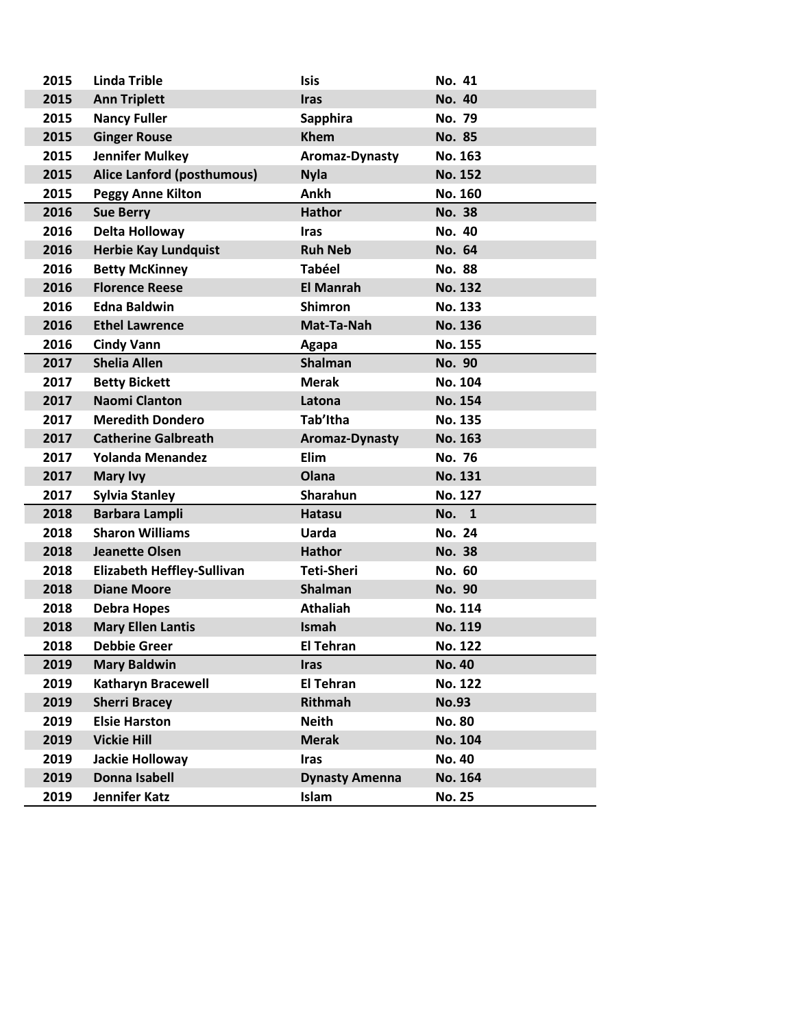| | | | |
|---|---|---|---|
| **2015** | **Linda Trible** | **Isis** | **No. 41** |
| **2015** | **Ann Triplett** | **Iras** | **No. 40** |
| **2015** | **Nancy Fuller** | **Sapphira** | **No. 79** |
| **2015** | **Ginger Rouse** | **Khem** | **No. 85** |
| **2015** | **Jennifer Mulkey** | **Aromaz-Dynasty** | **No. 163** |
| **2015** | **Alice Lanford (posthumous)** | **Nyla** | **No. 152** |
| **2015** | **Peggy Anne Kilton** | **Ankh** | **No. 160** |
| **2016** | **Sue Berry** | **Hathor** | **No. 38** |
| **2016** | **Delta Holloway** | **Iras** | **No. 40** |
| **2016** | **Herbie Kay Lundquist** | **Ruh Neb** | **No. 64** |
| **2016** | **Betty McKinney** | **Tabéel** | **No. 88** |
| **2016** | **Florence Reese** | **El Manrah** | **No. 132** |
| **2016** | **Edna Baldwin** | **Shimron** | **No. 133** |
| **2016** | **Ethel Lawrence** | **Mat-Ta-Nah** | **No. 136** |
| **2016** | **Cindy Vann** | **Agapa** | **No. 155** |
| **2017** | **Shelia Allen** | **Shalman** | **No. 90** |
| **2017** | **Betty Bickett** | **Merak** | **No. 104** |
| **2017** | **Naomi Clanton** | **Latona** | **No. 154** |
| **2017** | **Meredith Dondero** | **Tab'Itha** | **No. 135** |
| **2017** | **Catherine Galbreath** | **Aromaz-Dynasty** | **No. 163** |
| **2017** | **Yolanda Menandez** | **Elim** | **No. 76** |
| **2017** | **Mary Ivy** | **Olana** | **No. 131** |
| **2017** | **Sylvia Stanley** | **Sharahun** | **No. 127** |
| **2018** | **Barbara Lampli** | **Hatasu** | **No. 1** |
| **2018** | **Sharon Williams** | **Uarda** | **No. 24** |
| **2018** | **Jeanette Olsen** | **Hathor** | **No. 38** |
| **2018** | **Elizabeth Heffley-Sullivan** | **Teti-Sheri** | **No. 60** |
| **2018** | **Diane Moore** | **Shalman** | **No. 90** |
| **2018** | **Debra Hopes** | **Athaliah** | **No. 114** |
| **2018** | **Mary Ellen Lantis** | **Ismah** | **No. 119** |
| **2018** | **Debbie Greer** | **El Tehran** | **No. 122** |
| **2019** | **Mary Baldwin** | **Iras** | **No. 40** |
| **2019** | **Katharyn Bracewell** | **El Tehran** | **No. 122** |
| **2019** | **Sherri Bracey** | **Rithmah** | **No.93** |
| **2019** | **Elsie Harston** | **Neith** | **No. 80** |
| **2019** | **Vickie Hill** | **Merak** | **No. 104** |
| **2019** | **Jackie Holloway** | **Iras** | **No. 40** |
| **2019** | **Donna Isabell** | **Dynasty Amenna** | **No. 164** |
| **2019** | **Jennifer Katz** | **Islam** | **No. 25** |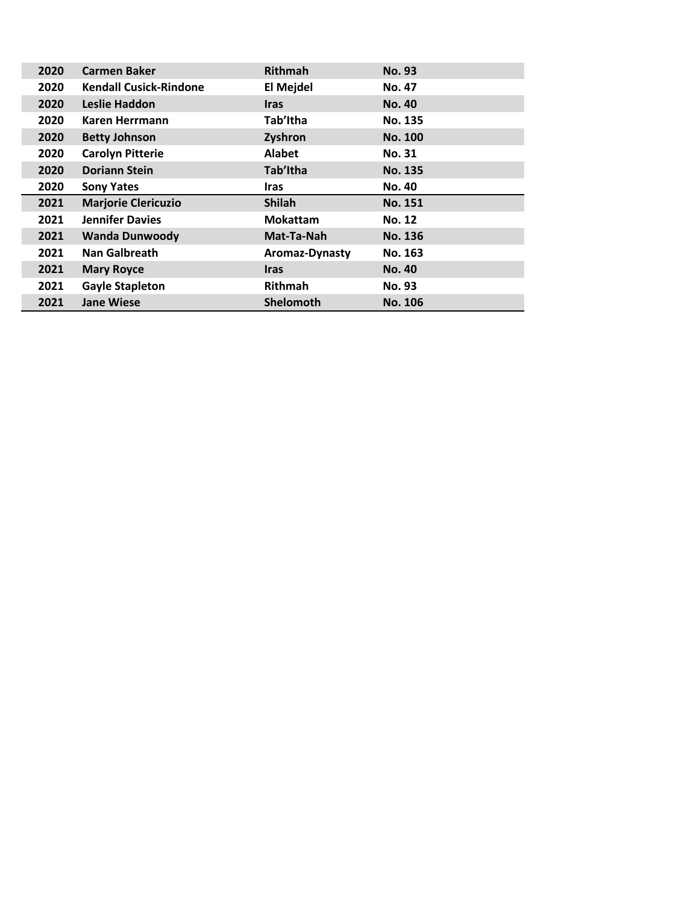| | | | |
|---|---|---|---|
| 2020 | Carmen Baker | Rithmah | No. 93 |
| 2020 | Kendall Cusick-Rindone | El Mejdel | No. 47 |
| 2020 | Leslie Haddon | Iras | No. 40 |
| 2020 | Karen Herrmann | Tab'Itha | No. 135 |
| 2020 | Betty Johnson | Zyshron | No. 100 |
| 2020 | Carolyn Pitterie | Alabet | No. 31 |
| 2020 | Doriann Stein | Tab'Itha | No. 135 |
| 2020 | Sony Yates | Iras | No. 40 |
| 2021 | Marjorie Clericuzio | Shilah | No. 151 |
| 2021 | Jennifer Davies | Mokattam | No. 12 |
| 2021 | Wanda Dunwoody | Mat-Ta-Nah | No. 136 |
| 2021 | Nan Galbreath | Aromaz-Dynasty | No. 163 |
| 2021 | Mary Royce | Iras | No. 40 |
| 2021 | Gayle Stapleton | Rithmah | No. 93 |
| 2021 | Jane Wiese | Shelomoth | No. 106 |